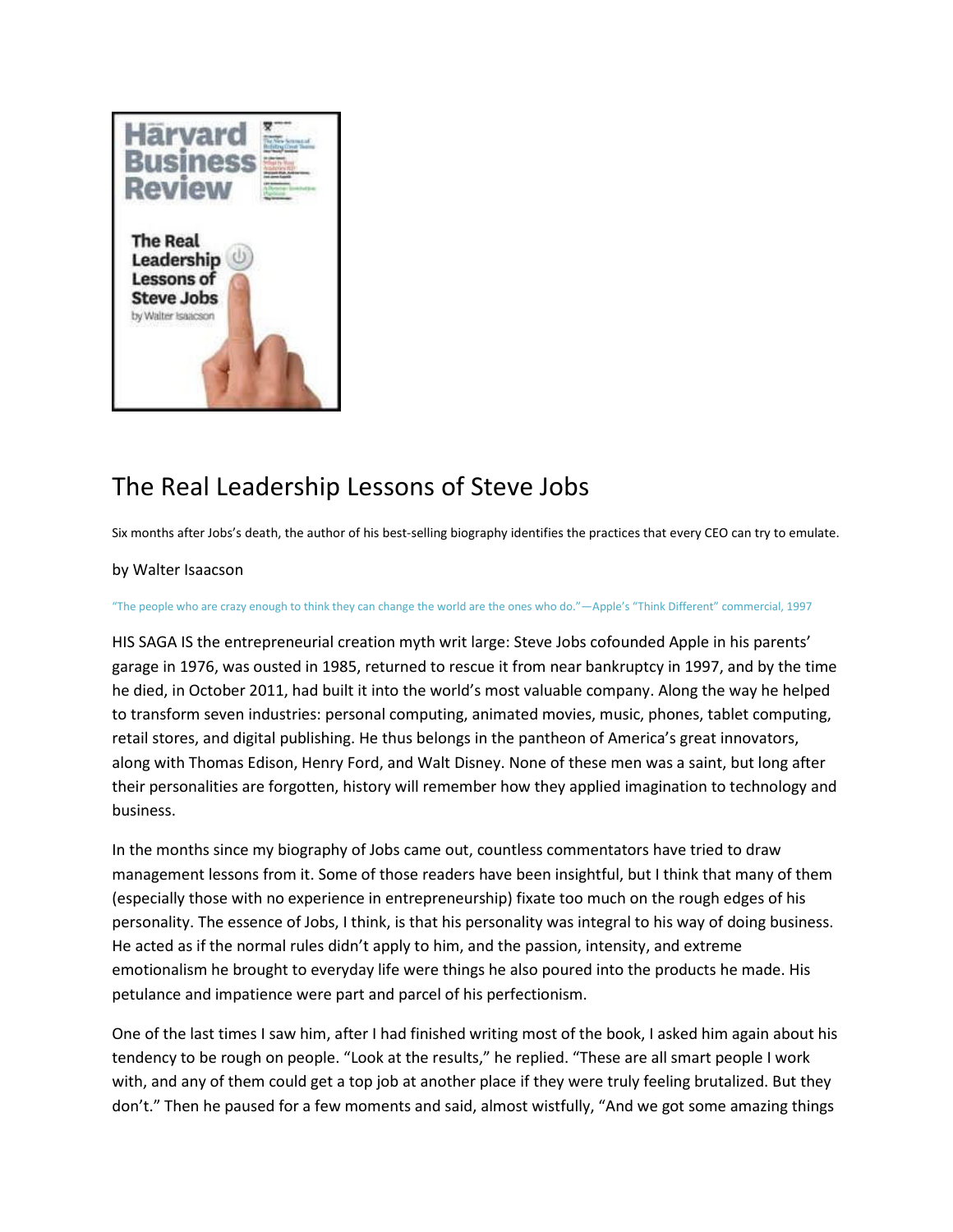# The Real Leadership Lessons of Steve Jobs

Six months after Jobs's death, the author of his best-selling biography identifies the practices that every CEO can try to emulate.

by Walter Isaacson

"The people who are crazy enough to think they can change the world are the ones who do."—Apple's "Think Different" commercial, 1997

HIS SAGA IS the entrepreneurial creation myth writ large: Steve Jobs cofounded Apple in his parents' garage in 1976, was ousted in 1985, returned to rescue it from near bankruptcy in 1997, and by the time he died, in October 2011, had built it into the world's most valuable company. Along the way he helped to transform seven industries: personal computing, animated movies, music, phones, tablet computing, retail stores, and digital publishing. He thus belongs in the pantheon of America's great innovators, along with Thomas Edison, Henry Ford, and Walt Disney. None of these men was a saint, but long after their personalities are forgotten, history will remember how they applied imagination to technology and business.

In the months since my biography of Jobs came out, countless commentators have tried to draw management lessons from it. Some of those readers have been insightful, but I think that many of them (especially those with no experience in entrepreneurship) fixate too much on the rough edges of his personality. The essence of Jobs, I think, is that his personality was integral to his way of doing business. He acted as if the normal rules didn't apply to him, and the passion, intensity, and extreme emotionalism he brought to everyday life were things he also poured into the products he made. His petulance and impatience were part and parcel of his perfectionism.

One of the last times I saw him, after I had finished writing most of the book, I asked him again about his tendency to be rough on people. "Look at the results," he replied. "These are all smart people I work with, and any of them could get a top job at another place if they were truly feeling brutalized. But they don't." Then he paused for a few moments and said, almost wistfully, "And we got some amazing things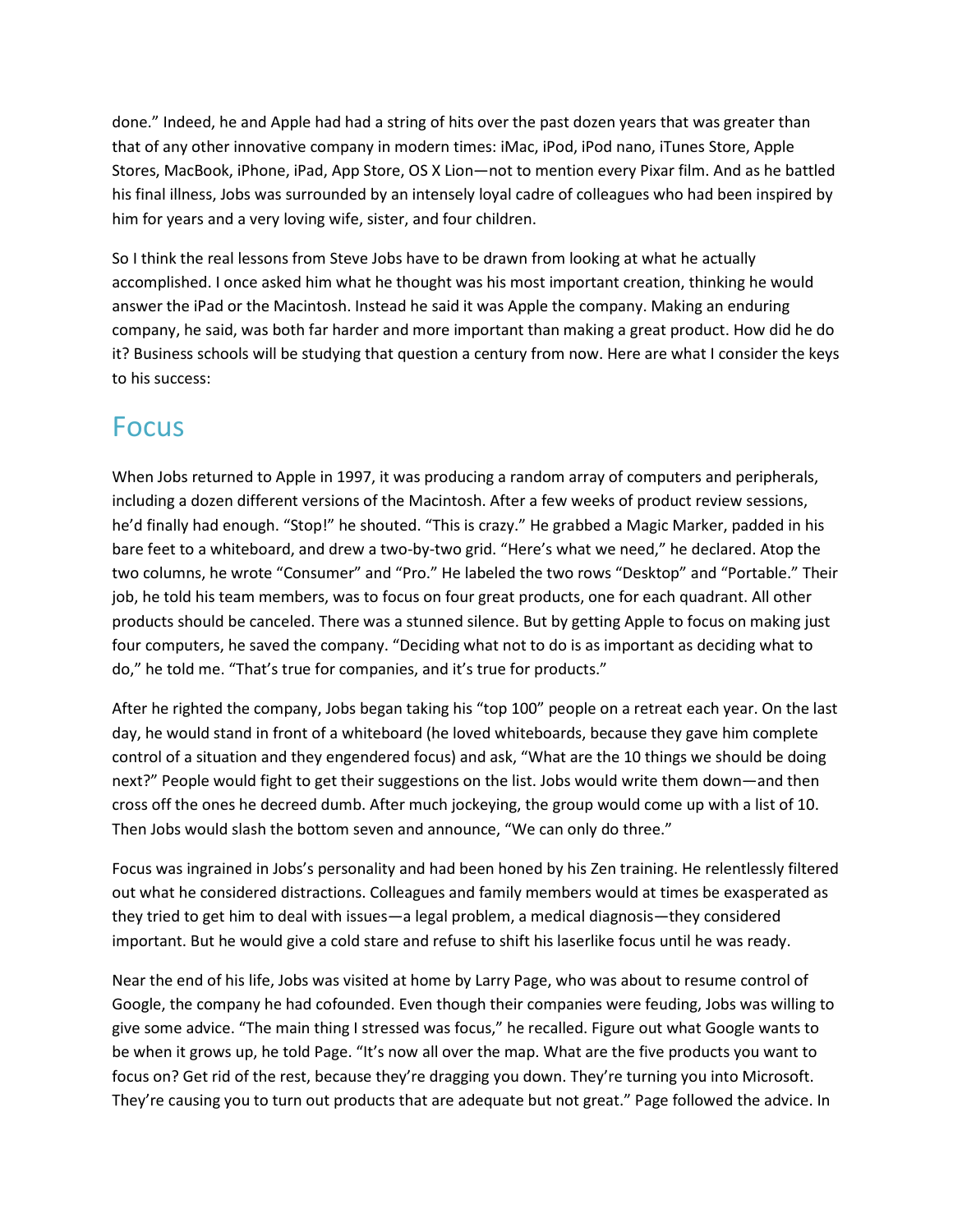done." Indeed, he and Apple had had a string of hits over the past dozen years that was greater than that of any other innovative company in modern times: iMac, iPod, iPod nano, iTunes Store, Apple Stores, MacBook, iPhone, iPad, App Store, OS X Lion—not to mention every Pixar film. And as he battled his final illness, Jobs was surrounded by an intensely loyal cadre of colleagues who had been inspired by him for years and a very loving wife, sister, and four children.

So I think the real lessons from Steve Jobs have to be drawn from looking at what he actually accomplished. I once asked him what he thought was his most important creation, thinking he would answer the iPad or the Macintosh. Instead he said it was Apple the company. Making an enduring company, he said, was both far harder and more important than making a great product. How did he do it? Business schools will be studying that question a century from now. Here are what I consider the keys to his success:

## Focus

When Jobs returned to Apple in 1997, it was producing a random array of computers and peripherals, including a dozen different versions of the Macintosh. After a few weeks of product review sessions, he'd finally had enough. "Stop!" he shouted. "This is crazy." He grabbed a Magic Marker, padded in his bare feet to a whiteboard, and drew a two-by-two grid. "Here's what we need," he declared. Atop the two columns, he wrote "Consumer" and "Pro." He labeled the two rows "Desktop" and "Portable." Their job, he told his team members, was to focus on four great products, one for each quadrant. All other products should be canceled. There was a stunned silence. But by getting Apple to focus on making just four computers, he saved the company. "Deciding what not to do is as important as deciding what to do," he told me. "That's true for companies, and it's true for products."

After he righted the company, Jobs began taking his "top 100" people on a retreat each year. On the last day, he would stand in front of a whiteboard (he loved whiteboards, because they gave him complete control of a situation and they engendered focus) and ask, "What are the 10 things we should be doing next?" People would fight to get their suggestions on the list. Jobs would write them down—and then cross off the ones he decreed dumb. After much jockeying, the group would come up with a list of 10. Then Jobs would slash the bottom seven and announce, "We can only do three."

Focus was ingrained in Jobs's personality and had been honed by his Zen training. He relentlessly filtered out what he considered distractions. Colleagues and family members would at times be exasperated as they tried to get him to deal with issues—a legal problem, a medical diagnosis—they considered important. But he would give a cold stare and refuse to shift his laserlike focus until he was ready.

Near the end of his life, Jobs was visited at home by Larry Page, who was about to resume control of Google, the company he had cofounded. Even though their companies were feuding, Jobs was willing to give some advice. "The main thing I stressed was focus," he recalled. Figure out what Google wants to be when it grows up, he told Page. "It's now all over the map. What are the five products you want to focus on? Get rid of the rest, because they're dragging you down. They're turning you into Microsoft. They're causing you to turn out products that are adequate but not great." Page followed the advice. In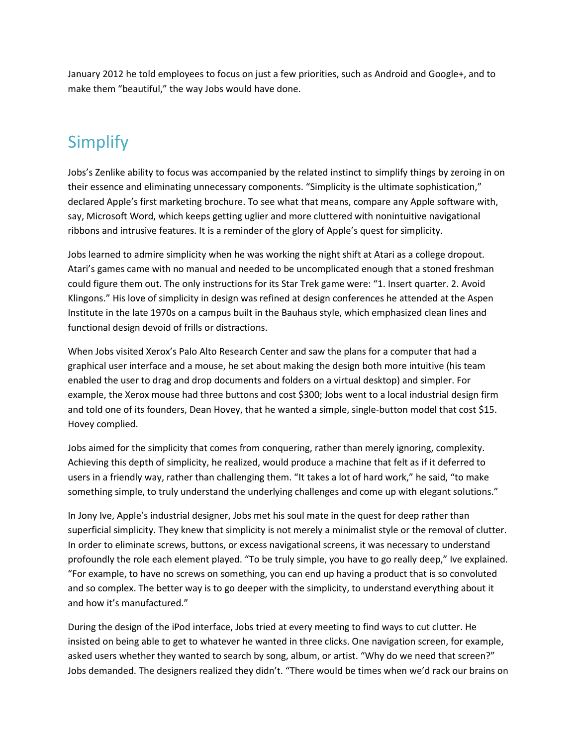January 2012 he told employees to focus on just a few priorities, such as Android and Google+, and to make them "beautiful," the way Jobs would have done.

## Simplify

Jobs's Zenlike ability to focus was accompanied by the related instinct to simplify things by zeroing in on their essence and eliminating unnecessary components. "Simplicity is the ultimate sophistication," declared Apple's first marketing brochure. To see what that means, compare any Apple software with, say, Microsoft Word, which keeps getting uglier and more cluttered with nonintuitive navigational ribbons and intrusive features. It is a reminder of the glory of Apple's quest for simplicity.

Jobs learned to admire simplicity when he was working the night shift at Atari as a college dropout. Atari's games came with no manual and needed to be uncomplicated enough that a stoned freshman could figure them out. The only instructions for its Star Trek game were: "1. Insert quarter. 2. Avoid Klingons." His love of simplicity in design was refined at design conferences he attended at the Aspen Institute in the late 1970s on a campus built in the Bauhaus style, which emphasized clean lines and functional design devoid of frills or distractions.

When Jobs visited Xerox's Palo Alto Research Center and saw the plans for a computer that had a graphical user interface and a mouse, he set about making the design both more intuitive (his team enabled the user to drag and drop documents and folders on a virtual desktop) and simpler. For example, the Xerox mouse had three buttons and cost $300; Jobs went to a local industrial design firm and told one of its founders, Dean Hovey, that he wanted a simple, single-button model that cost $15. Hovey complied.

Jobs aimed for the simplicity that comes from conquering, rather than merely ignoring, complexity. Achieving this depth of simplicity, he realized, would produce a machine that felt as if it deferred to users in a friendly way, rather than challenging them. "It takes a lot of hard work," he said, "to make something simple, to truly understand the underlying challenges and come up with elegant solutions."

In Jony Ive, Apple's industrial designer, Jobs met his soul mate in the quest for deep rather than superficial simplicity. They knew that simplicity is not merely a minimalist style or the removal of clutter. In order to eliminate screws, buttons, or excess navigational screens, it was necessary to understand profoundly the role each element played. "To be truly simple, you have to go really deep," Ive explained. "For example, to have no screws on something, you can end up having a product that is so convoluted and so complex. The better way is to go deeper with the simplicity, to understand everything about it and how it's manufactured."

During the design of the iPod interface, Jobs tried at every meeting to find ways to cut clutter. He insisted on being able to get to whatever he wanted in three clicks. One navigation screen, for example, asked users whether they wanted to search by song, album, or artist. "Why do we need that screen?" Jobs demanded. The designers realized they didn't. "There would be times when we'd rack our brains on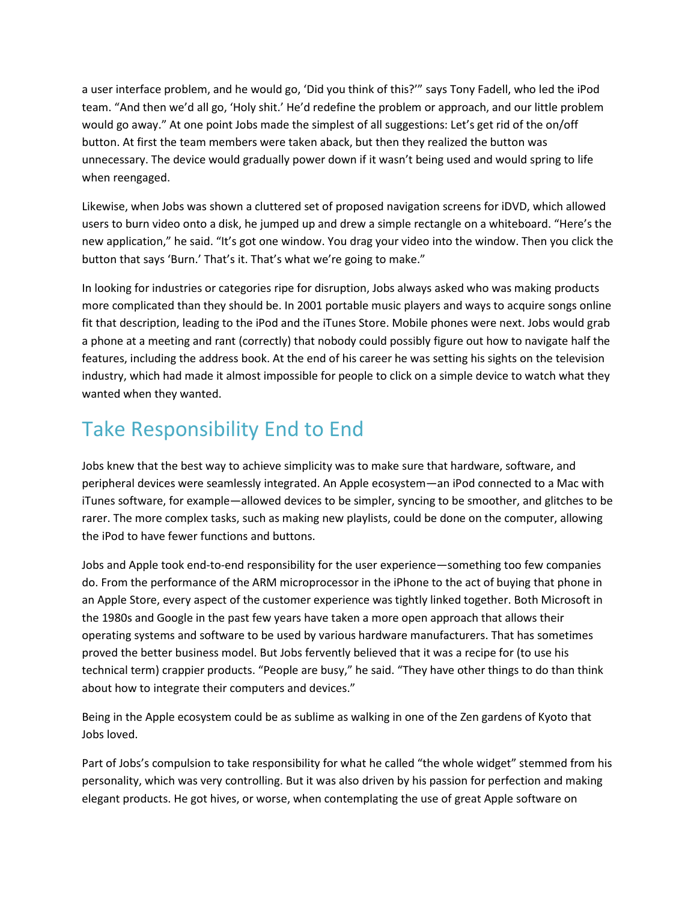a user interface problem, and he would go, 'Did you think of this?'" says Tony Fadell, who led the iPod team. "And then we'd all go, 'Holy shit.' He'd redefine the problem or approach, and our little problem would go away." At one point Jobs made the simplest of all suggestions: Let's get rid of the on/off button. At first the team members were taken aback, but then they realized the button was unnecessary. The device would gradually power down if it wasn't being used and would spring to life when reengaged.

Likewise, when Jobs was shown a cluttered set of proposed navigation screens for iDVD, which allowed users to burn video onto a disk, he jumped up and drew a simple rectangle on a whiteboard. "Here's the new application," he said. "It's got one window. You drag your video into the window. Then you click the button that says 'Burn.' That's it. That's what we're going to make."

In looking for industries or categories ripe for disruption, Jobs always asked who was making products more complicated than they should be. In 2001 portable music players and ways to acquire songs online fit that description, leading to the iPod and the iTunes Store. Mobile phones were next. Jobs would grab a phone at a meeting and rant (correctly) that nobody could possibly figure out how to navigate half the features, including the address book. At the end of his career he was setting his sights on the television industry, which had made it almost impossible for people to click on a simple device to watch what they wanted when they wanted.

## Take Responsibility End to End

Jobs knew that the best way to achieve simplicity was to make sure that hardware, software, and peripheral devices were seamlessly integrated. An Apple ecosystem—an iPod connected to a Mac with iTunes software, for example—allowed devices to be simpler, syncing to be smoother, and glitches to be rarer. The more complex tasks, such as making new playlists, could be done on the computer, allowing the iPod to have fewer functions and buttons.

Jobs and Apple took end-to-end responsibility for the user experience—something too few companies do. From the performance of the ARM microprocessor in the iPhone to the act of buying that phone in an Apple Store, every aspect of the customer experience was tightly linked together. Both Microsoft in the 1980s and Google in the past few years have taken a more open approach that allows their operating systems and software to be used by various hardware manufacturers. That has sometimes proved the better business model. But Jobs fervently believed that it was a recipe for (to use his technical term) crappier products. "People are busy," he said. "They have other things to do than think about how to integrate their computers and devices."

Being in the Apple ecosystem could be as sublime as walking in one of the Zen gardens of Kyoto that Jobs loved.

Part of Jobs's compulsion to take responsibility for what he called "the whole widget" stemmed from his personality, which was very controlling. But it was also driven by his passion for perfection and making elegant products. He got hives, or worse, when contemplating the use of great Apple software on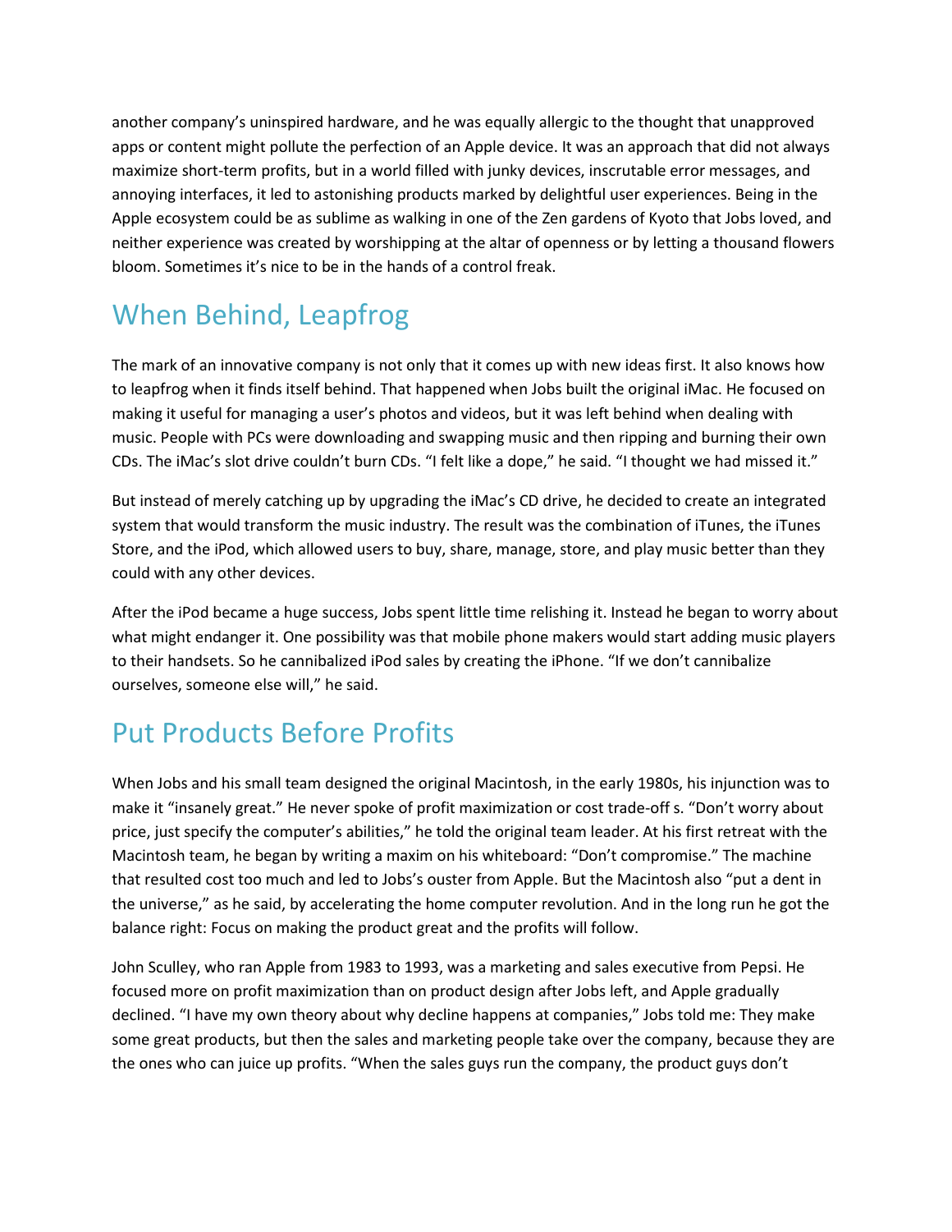another company's uninspired hardware, and he was equally allergic to the thought that unapproved apps or content might pollute the perfection of an Apple device. It was an approach that did not always maximize short-term profits, but in a world filled with junky devices, inscrutable error messages, and annoying interfaces, it led to astonishing products marked by delightful user experiences. Being in the Apple ecosystem could be as sublime as walking in one of the Zen gardens of Kyoto that Jobs loved, and neither experience was created by worshipping at the altar of openness or by letting a thousand flowers bloom. Sometimes it's nice to be in the hands of a control freak.

## When Behind, Leapfrog

The mark of an innovative company is not only that it comes up with new ideas first. It also knows how to leapfrog when it finds itself behind. That happened when Jobs built the original iMac. He focused on making it useful for managing a user's photos and videos, but it was left behind when dealing with music. People with PCs were downloading and swapping music and then ripping and burning their own CDs. The iMac's slot drive couldn't burn CDs. "I felt like a dope," he said. "I thought we had missed it."

But instead of merely catching up by upgrading the iMac's CD drive, he decided to create an integrated system that would transform the music industry. The result was the combination of iTunes, the iTunes Store, and the iPod, which allowed users to buy, share, manage, store, and play music better than they could with any other devices.

After the iPod became a huge success, Jobs spent little time relishing it. Instead he began to worry about what might endanger it. One possibility was that mobile phone makers would start adding music players to their handsets. So he cannibalized iPod sales by creating the iPhone. "If we don't cannibalize ourselves, someone else will," he said.

## Put Products Before Profits

When Jobs and his small team designed the original Macintosh, in the early 1980s, his injunction was to make it "insanely great." He never spoke of profit maximization or cost trade-off s. "Don't worry about price, just specify the computer's abilities," he told the original team leader. At his first retreat with the Macintosh team, he began by writing a maxim on his whiteboard: "Don't compromise." The machine that resulted cost too much and led to Jobs's ouster from Apple. But the Macintosh also "put a dent in the universe," as he said, by accelerating the home computer revolution. And in the long run he got the balance right: Focus on making the product great and the profits will follow.

John Sculley, who ran Apple from 1983 to 1993, was a marketing and sales executive from Pepsi. He focused more on profit maximization than on product design after Jobs left, and Apple gradually declined. "I have my own theory about why decline happens at companies," Jobs told me: They make some great products, but then the sales and marketing people take over the company, because they are the ones who can juice up profits. "When the sales guys run the company, the product guys don't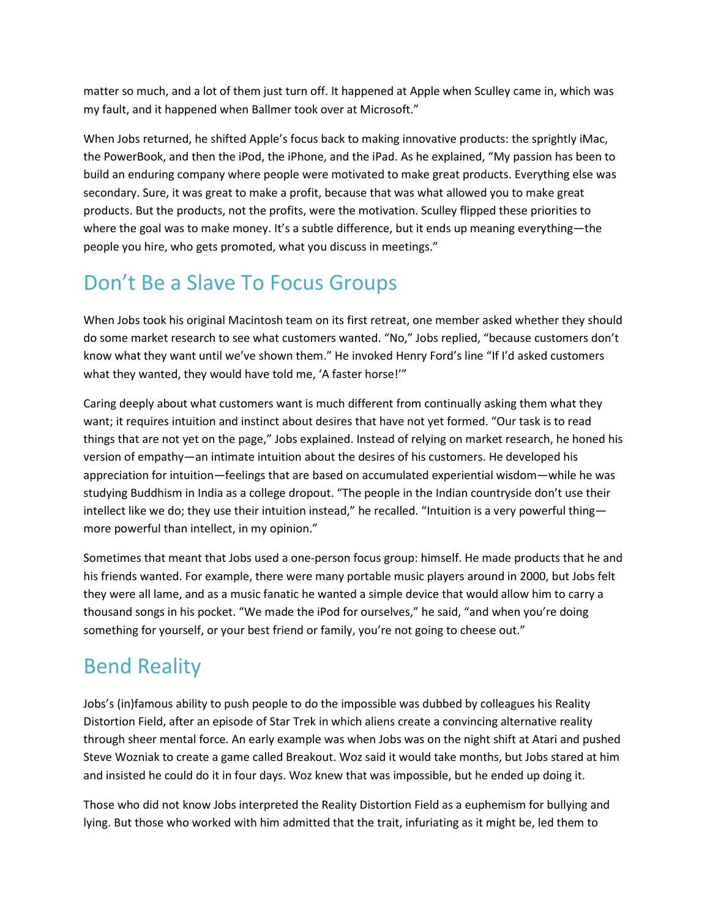matter so much, and a lot of them just turn off. It happened at Apple when Sculley came in, which was my fault, and it happened when Ballmer took over at Microsoft."

When Jobs returned, he shifted Apple's focus back to making innovative products: the sprightly iMac, the PowerBook, and then the iPod, the iPhone, and the iPad. As he explained, "My passion has been to build an enduring company where people were motivated to make great products. Everything else was secondary. Sure, it was great to make a profit, because that was what allowed you to make great products. But the products, not the profits, were the motivation. Sculley flipped these priorities to where the goal was to make money. It's a subtle difference, but it ends up meaning everything—the people you hire, who gets promoted, what you discuss in meetings."

## Don't Be a Slave To Focus Groups

When Jobs took his original Macintosh team on its first retreat, one member asked whether they should do some market research to see what customers wanted. "No," Jobs replied, "because customers don't know what they want until we've shown them." He invoked Henry Ford's line "If I'd asked customers what they wanted, they would have told me, 'A faster horse!'"

Caring deeply about what customers want is much different from continually asking them what they want; it requires intuition and instinct about desires that have not yet formed. "Our task is to read things that are not yet on the page," Jobs explained. Instead of relying on market research, he honed his version of empathy—an intimate intuition about the desires of his customers. He developed his appreciation for intuition—feelings that are based on accumulated experiential wisdom—while he was studying Buddhism in India as a college dropout. "The people in the Indian countryside don't use their intellect like we do; they use their intuition instead," he recalled. "Intuition is a very powerful thing—more powerful than intellect, in my opinion."

Sometimes that meant that Jobs used a one-person focus group: himself. He made products that he and his friends wanted. For example, there were many portable music players around in 2000, but Jobs felt they were all lame, and as a music fanatic he wanted a simple device that would allow him to carry a thousand songs in his pocket. "We made the iPod for ourselves," he said, "and when you're doing something for yourself, or your best friend or family, you're not going to cheese out."

## Bend Reality

Jobs's (in)famous ability to push people to do the impossible was dubbed by colleagues his Reality Distortion Field, after an episode of Star Trek in which aliens create a convincing alternative reality through sheer mental force. An early example was when Jobs was on the night shift at Atari and pushed Steve Wozniak to create a game called Breakout. Woz said it would take months, but Jobs stared at him and insisted he could do it in four days. Woz knew that was impossible, but he ended up doing it.

Those who did not know Jobs interpreted the Reality Distortion Field as a euphemism for bullying and lying. But those who worked with him admitted that the trait, infuriating as it might be, led them to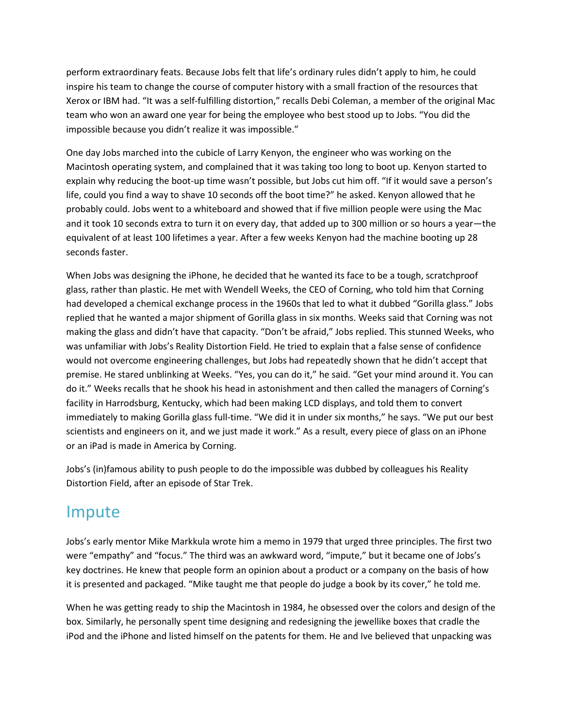perform extraordinary feats. Because Jobs felt that life's ordinary rules didn't apply to him, he could inspire his team to change the course of computer history with a small fraction of the resources that Xerox or IBM had. "It was a self-fulfilling distortion," recalls Debi Coleman, a member of the original Mac team who won an award one year for being the employee who best stood up to Jobs. "You did the impossible because you didn't realize it was impossible."

One day Jobs marched into the cubicle of Larry Kenyon, the engineer who was working on the Macintosh operating system, and complained that it was taking too long to boot up. Kenyon started to explain why reducing the boot-up time wasn't possible, but Jobs cut him off. "If it would save a person's life, could you find a way to shave 10 seconds off the boot time?" he asked. Kenyon allowed that he probably could. Jobs went to a whiteboard and showed that if five million people were using the Mac and it took 10 seconds extra to turn it on every day, that added up to 300 million or so hours a year—the equivalent of at least 100 lifetimes a year. After a few weeks Kenyon had the machine booting up 28 seconds faster.

When Jobs was designing the iPhone, he decided that he wanted its face to be a tough, scratchproof glass, rather than plastic. He met with Wendell Weeks, the CEO of Corning, who told him that Corning had developed a chemical exchange process in the 1960s that led to what it dubbed "Gorilla glass." Jobs replied that he wanted a major shipment of Gorilla glass in six months. Weeks said that Corning was not making the glass and didn't have that capacity. "Don't be afraid," Jobs replied. This stunned Weeks, who was unfamiliar with Jobs's Reality Distortion Field. He tried to explain that a false sense of confidence would not overcome engineering challenges, but Jobs had repeatedly shown that he didn't accept that premise. He stared unblinking at Weeks. "Yes, you can do it," he said. "Get your mind around it. You can do it." Weeks recalls that he shook his head in astonishment and then called the managers of Corning's facility in Harrodsburg, Kentucky, which had been making LCD displays, and told them to convert immediately to making Gorilla glass full-time. "We did it in under six months," he says. "We put our best scientists and engineers on it, and we just made it work." As a result, every piece of glass on an iPhone or an iPad is made in America by Corning.

Jobs's (in)famous ability to push people to do the impossible was dubbed by colleagues his Reality Distortion Field, after an episode of Star Trek.

## Impute

Jobs's early mentor Mike Markkula wrote him a memo in 1979 that urged three principles. The first two were "empathy" and "focus." The third was an awkward word, "impute," but it became one of Jobs's key doctrines. He knew that people form an opinion about a product or a company on the basis of how it is presented and packaged. "Mike taught me that people do judge a book by its cover," he told me.

When he was getting ready to ship the Macintosh in 1984, he obsessed over the colors and design of the box. Similarly, he personally spent time designing and redesigning the jewellike boxes that cradle the iPod and the iPhone and listed himself on the patents for them. He and Ive believed that unpacking was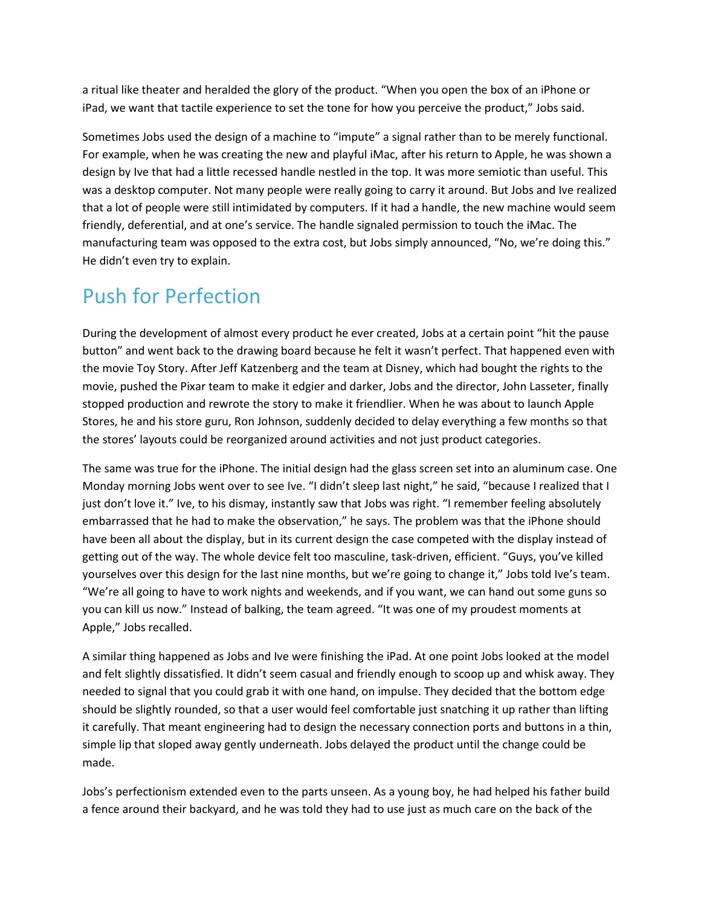a ritual like theater and heralded the glory of the product. “When you open the box of an iPhone or iPad, we want that tactile experience to set the tone for how you perceive the product,” Jobs said.

Sometimes Jobs used the design of a machine to “impute” a signal rather than to be merely functional. For example, when he was creating the new and playful iMac, after his return to Apple, he was shown a design by Ive that had a little recessed handle nestled in the top. It was more semiotic than useful. This was a desktop computer. Not many people were really going to carry it around. But Jobs and Ive realized that a lot of people were still intimidated by computers. If it had a handle, the new machine would seem friendly, deferential, and at one’s service. The handle signaled permission to touch the iMac. The manufacturing team was opposed to the extra cost, but Jobs simply announced, “No, we’re doing this.” He didn’t even try to explain.

## Push for Perfection

During the development of almost every product he ever created, Jobs at a certain point “hit the pause button” and went back to the drawing board because he felt it wasn’t perfect. That happened even with the movie Toy Story. After Jeff Katzenberg and the team at Disney, which had bought the rights to the movie, pushed the Pixar team to make it edgier and darker, Jobs and the director, John Lasseter, finally stopped production and rewrote the story to make it friendlier. When he was about to launch Apple Stores, he and his store guru, Ron Johnson, suddenly decided to delay everything a few months so that the stores’ layouts could be reorganized around activities and not just product categories.

The same was true for the iPhone. The initial design had the glass screen set into an aluminum case. One Monday morning Jobs went over to see Ive. “I didn’t sleep last night,” he said, “because I realized that I just don’t love it.” Ive, to his dismay, instantly saw that Jobs was right. “I remember feeling absolutely embarrassed that he had to make the observation,” he says. The problem was that the iPhone should have been all about the display, but in its current design the case competed with the display instead of getting out of the way. The whole device felt too masculine, task-driven, efficient. “Guys, you’ve killed yourselves over this design for the last nine months, but we’re going to change it,” Jobs told Ive’s team. “We’re all going to have to work nights and weekends, and if you want, we can hand out some guns so you can kill us now.” Instead of balking, the team agreed. “It was one of my proudest moments at Apple,” Jobs recalled.

A similar thing happened as Jobs and Ive were finishing the iPad. At one point Jobs looked at the model and felt slightly dissatisfied. It didn’t seem casual and friendly enough to scoop up and whisk away. They needed to signal that you could grab it with one hand, on impulse. They decided that the bottom edge should be slightly rounded, so that a user would feel comfortable just snatching it up rather than lifting it carefully. That meant engineering had to design the necessary connection ports and buttons in a thin, simple lip that sloped away gently underneath. Jobs delayed the product until the change could be made.

Jobs’s perfectionism extended even to the parts unseen. As a young boy, he had helped his father build a fence around their backyard, and he was told they had to use just as much care on the back of the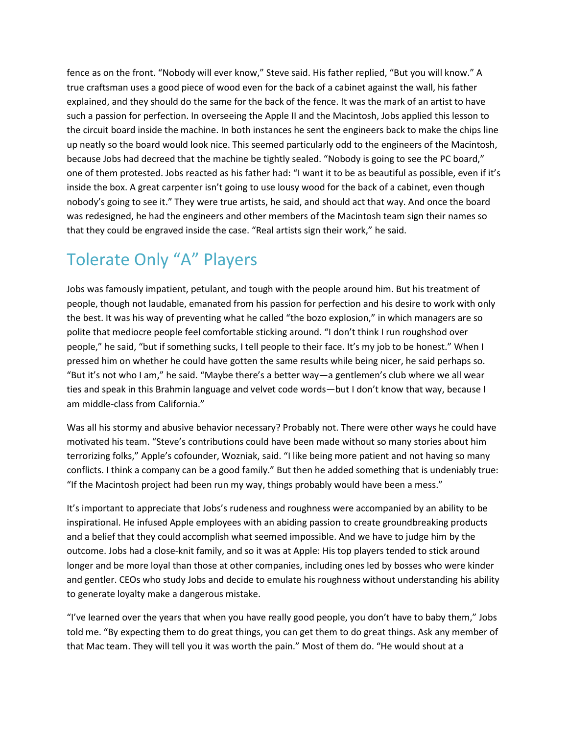fence as on the front. “Nobody will ever know,” Steve said. His father replied, “But you will know.” A true craftsman uses a good piece of wood even for the back of a cabinet against the wall, his father explained, and they should do the same for the back of the fence. It was the mark of an artist to have such a passion for perfection. In overseeing the Apple II and the Macintosh, Jobs applied this lesson to the circuit board inside the machine. In both instances he sent the engineers back to make the chips line up neatly so the board would look nice. This seemed particularly odd to the engineers of the Macintosh, because Jobs had decreed that the machine be tightly sealed. “Nobody is going to see the PC board,” one of them protested. Jobs reacted as his father had: “I want it to be as beautiful as possible, even if it’s inside the box. A great carpenter isn’t going to use lousy wood for the back of a cabinet, even though nobody’s going to see it.” They were true artists, he said, and should act that way. And once the board was redesigned, he had the engineers and other members of the Macintosh team sign their names so that they could be engraved inside the case. “Real artists sign their work,” he said.

## Tolerate Only “A” Players

Jobs was famously impatient, petulant, and tough with the people around him. But his treatment of people, though not laudable, emanated from his passion for perfection and his desire to work with only the best. It was his way of preventing what he called “the bozo explosion,” in which managers are so polite that mediocre people feel comfortable sticking around. “I don’t think I run roughshod over people,” he said, “but if something sucks, I tell people to their face. It’s my job to be honest.” When I pressed him on whether he could have gotten the same results while being nicer, he said perhaps so. “But it’s not who I am,” he said. “Maybe there’s a better way—a gentlemen’s club where we all wear ties and speak in this Brahmin language and velvet code words—but I don’t know that way, because I am middle-class from California.”

Was all his stormy and abusive behavior necessary? Probably not. There were other ways he could have motivated his team. “Steve’s contributions could have been made without so many stories about him terrorizing folks,” Apple’s cofounder, Wozniak, said. “I like being more patient and not having so many conflicts. I think a company can be a good family.” But then he added something that is undeniably true: “If the Macintosh project had been run my way, things probably would have been a mess.”

It’s important to appreciate that Jobs’s rudeness and roughness were accompanied by an ability to be inspirational. He infused Apple employees with an abiding passion to create groundbreaking products and a belief that they could accomplish what seemed impossible. And we have to judge him by the outcome. Jobs had a close-knit family, and so it was at Apple: His top players tended to stick around longer and be more loyal than those at other companies, including ones led by bosses who were kinder and gentler. CEOs who study Jobs and decide to emulate his roughness without understanding his ability to generate loyalty make a dangerous mistake.

“I’ve learned over the years that when you have really good people, you don’t have to baby them,” Jobs told me. “By expecting them to do great things, you can get them to do great things. Ask any member of that Mac team. They will tell you it was worth the pain.” Most of them do. “He would shout at a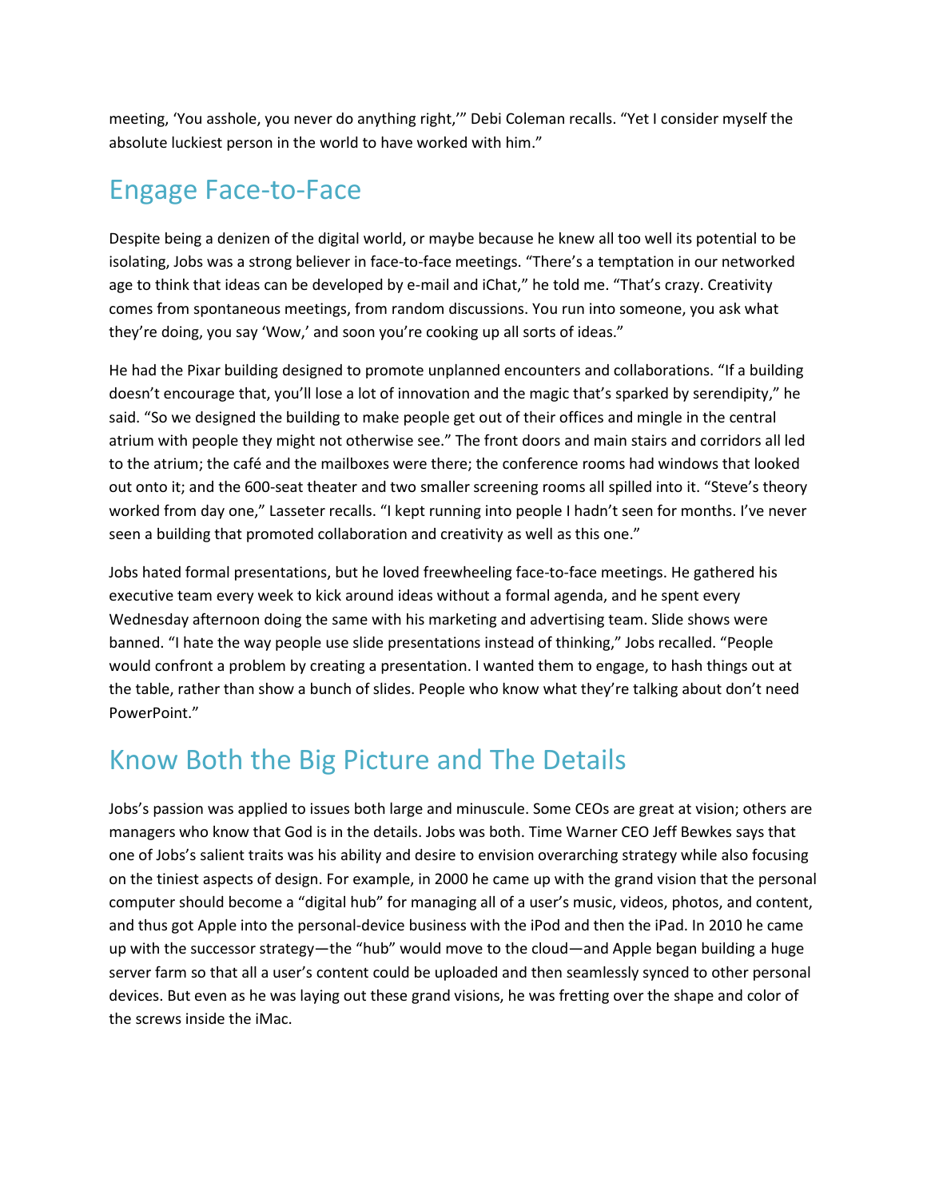meeting, 'You asshole, you never do anything right,'" Debi Coleman recalls. "Yet I consider myself the absolute luckiest person in the world to have worked with him."

## Engage Face-to-Face

Despite being a denizen of the digital world, or maybe because he knew all too well its potential to be isolating, Jobs was a strong believer in face-to-face meetings. "There's a temptation in our networked age to think that ideas can be developed by e-mail and iChat," he told me. "That's crazy. Creativity comes from spontaneous meetings, from random discussions. You run into someone, you ask what they're doing, you say 'Wow,' and soon you're cooking up all sorts of ideas."

He had the Pixar building designed to promote unplanned encounters and collaborations. "If a building doesn't encourage that, you'll lose a lot of innovation and the magic that's sparked by serendipity," he said. "So we designed the building to make people get out of their offices and mingle in the central atrium with people they might not otherwise see." The front doors and main stairs and corridors all led to the atrium; the café and the mailboxes were there; the conference rooms had windows that looked out onto it; and the 600-seat theater and two smaller screening rooms all spilled into it. "Steve's theory worked from day one," Lasseter recalls. "I kept running into people I hadn't seen for months. I've never seen a building that promoted collaboration and creativity as well as this one."

Jobs hated formal presentations, but he loved freewheeling face-to-face meetings. He gathered his executive team every week to kick around ideas without a formal agenda, and he spent every Wednesday afternoon doing the same with his marketing and advertising team. Slide shows were banned. "I hate the way people use slide presentations instead of thinking," Jobs recalled. "People would confront a problem by creating a presentation. I wanted them to engage, to hash things out at the table, rather than show a bunch of slides. People who know what they're talking about don't need PowerPoint."

## Know Both the Big Picture and The Details

Jobs's passion was applied to issues both large and minuscule. Some CEOs are great at vision; others are managers who know that God is in the details. Jobs was both. Time Warner CEO Jeff Bewkes says that one of Jobs's salient traits was his ability and desire to envision overarching strategy while also focusing on the tiniest aspects of design. For example, in 2000 he came up with the grand vision that the personal computer should become a "digital hub" for managing all of a user's music, videos, photos, and content, and thus got Apple into the personal-device business with the iPod and then the iPad. In 2010 he came up with the successor strategy—the "hub" would move to the cloud—and Apple began building a huge server farm so that all a user's content could be uploaded and then seamlessly synced to other personal devices. But even as he was laying out these grand visions, he was fretting over the shape and color of the screws inside the iMac.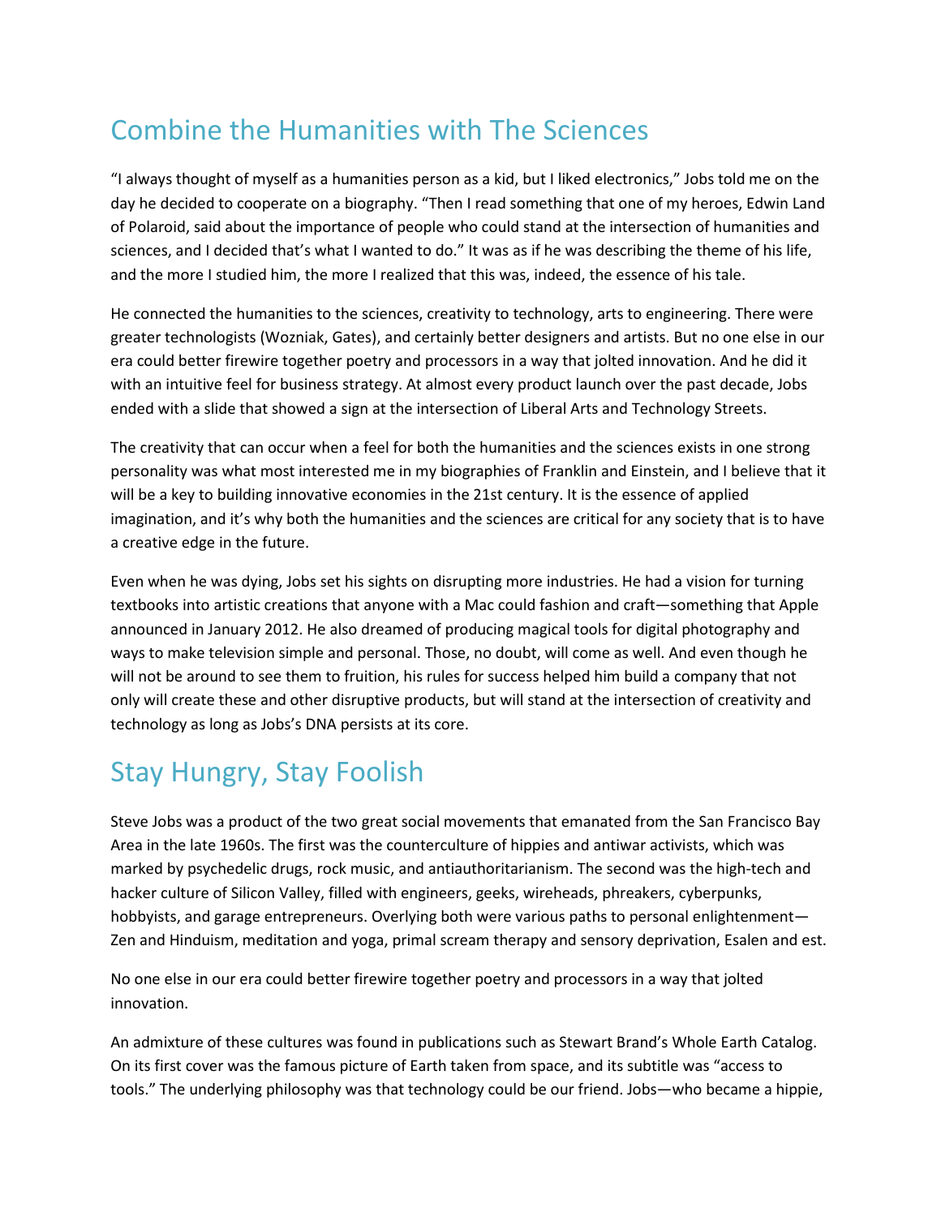## Combine the Humanities with The Sciences

"I always thought of myself as a humanities person as a kid, but I liked electronics," Jobs told me on the day he decided to cooperate on a biography. "Then I read something that one of my heroes, Edwin Land of Polaroid, said about the importance of people who could stand at the intersection of humanities and sciences, and I decided that's what I wanted to do." It was as if he was describing the theme of his life, and the more I studied him, the more I realized that this was, indeed, the essence of his tale.

He connected the humanities to the sciences, creativity to technology, arts to engineering. There were greater technologists (Wozniak, Gates), and certainly better designers and artists. But no one else in our era could better firewire together poetry and processors in a way that jolted innovation. And he did it with an intuitive feel for business strategy. At almost every product launch over the past decade, Jobs ended with a slide that showed a sign at the intersection of Liberal Arts and Technology Streets.

The creativity that can occur when a feel for both the humanities and the sciences exists in one strong personality was what most interested me in my biographies of Franklin and Einstein, and I believe that it will be a key to building innovative economies in the 21st century. It is the essence of applied imagination, and it's why both the humanities and the sciences are critical for any society that is to have a creative edge in the future.

Even when he was dying, Jobs set his sights on disrupting more industries. He had a vision for turning textbooks into artistic creations that anyone with a Mac could fashion and craft—something that Apple announced in January 2012. He also dreamed of producing magical tools for digital photography and ways to make television simple and personal. Those, no doubt, will come as well. And even though he will not be around to see them to fruition, his rules for success helped him build a company that not only will create these and other disruptive products, but will stand at the intersection of creativity and technology as long as Jobs's DNA persists at its core.

## Stay Hungry, Stay Foolish

Steve Jobs was a product of the two great social movements that emanated from the San Francisco Bay Area in the late 1960s. The first was the counterculture of hippies and antiwar activists, which was marked by psychedelic drugs, rock music, and antiauthoritarianism. The second was the high-tech and hacker culture of Silicon Valley, filled with engineers, geeks, wireheads, phreakers, cyberpunks, hobbyists, and garage entrepreneurs. Overlying both were various paths to personal enlightenment—Zen and Hinduism, meditation and yoga, primal scream therapy and sensory deprivation, Esalen and est.

No one else in our era could better firewire together poetry and processors in a way that jolted innovation.

An admixture of these cultures was found in publications such as Stewart Brand's Whole Earth Catalog. On its first cover was the famous picture of Earth taken from space, and its subtitle was "access to tools." The underlying philosophy was that technology could be our friend. Jobs—who became a hippie,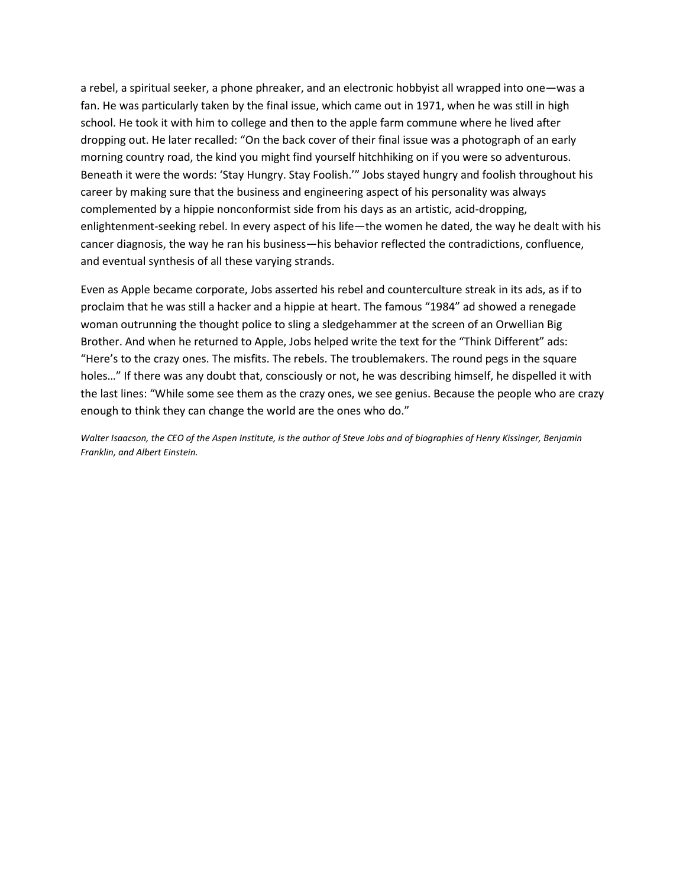a rebel, a spiritual seeker, a phone phreaker, and an electronic hobbyist all wrapped into one—was a fan. He was particularly taken by the final issue, which came out in 1971, when he was still in high school. He took it with him to college and then to the apple farm commune where he lived after dropping out. He later recalled: "On the back cover of their final issue was a photograph of an early morning country road, the kind you might find yourself hitchhiking on if you were so adventurous. Beneath it were the words: 'Stay Hungry. Stay Foolish.'" Jobs stayed hungry and foolish throughout his career by making sure that the business and engineering aspect of his personality was always complemented by a hippie nonconformist side from his days as an artistic, acid-dropping, enlightenment-seeking rebel. In every aspect of his life—the women he dated, the way he dealt with his cancer diagnosis, the way he ran his business—his behavior reflected the contradictions, confluence, and eventual synthesis of all these varying strands.

Even as Apple became corporate, Jobs asserted his rebel and counterculture streak in its ads, as if to proclaim that he was still a hacker and a hippie at heart. The famous "1984" ad showed a renegade woman outrunning the thought police to sling a sledgehammer at the screen of an Orwellian Big Brother. And when he returned to Apple, Jobs helped write the text for the "Think Different" ads: "Here's to the crazy ones. The misfits. The rebels. The troublemakers. The round pegs in the square holes…" If there was any doubt that, consciously or not, he was describing himself, he dispelled it with the last lines: "While some see them as the crazy ones, we see genius. Because the people who are crazy enough to think they can change the world are the ones who do."

*Walter Isaacson, the CEO of the Aspen Institute, is the author of Steve Jobs and of biographies of Henry Kissinger, Benjamin Franklin, and Albert Einstein.*